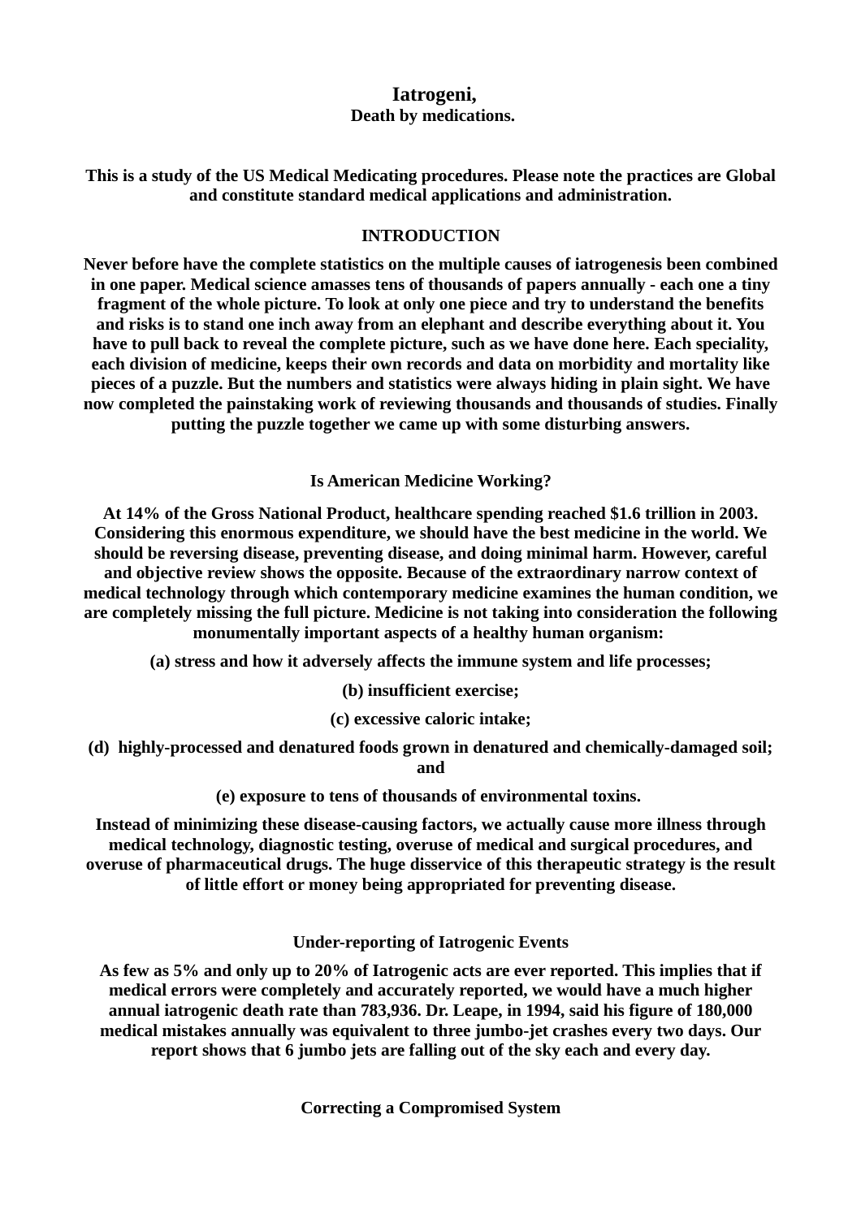# Iatrogeni,
## Death by medications.

**This is a study of the US Medical Medicating procedures. Please note the practices are Global and constitute standard medical applications and administration.**

## INTRODUCTION

**Never before have the complete statistics on the multiple causes of iatrogenesis been combined in one paper. Medical science amasses tens of thousands of papers annually - each one a tiny fragment of the whole picture. To look at only one piece and try to understand the benefits and risks is to stand one inch away from an elephant and describe everything about it. You have to pull back to reveal the complete picture, such as we have done here. Each speciality, each division of medicine, keeps their own records and data on morbidity and mortality like pieces of a puzzle. But the numbers and statistics were always hiding in plain sight. We have now completed the painstaking work of reviewing thousands and thousands of studies. Finally putting the puzzle together we came up with some disturbing answers.**

## Is American Medicine Working?

**At 14% of the Gross National Product, healthcare spending reached $1.6 trillion in 2003. Considering this enormous expenditure, we should have the best medicine in the world. We should be reversing disease, preventing disease, and doing minimal harm. However, careful and objective review shows the opposite. Because of the extraordinary narrow context of medical technology through which contemporary medicine examines the human condition, we are completely missing the full picture. Medicine is not taking into consideration the following monumentally important aspects of a healthy human organism:**

**(a) stress and how it adversely affects the immune system and life processes;**

**(b) insufficient exercise;**

**(c) excessive caloric intake;**

**(d) highly-processed and denatured foods grown in denatured and chemically-damaged soil; and**

**(e) exposure to tens of thousands of environmental toxins.**

**Instead of minimizing these disease-causing factors, we actually cause more illness through medical technology, diagnostic testing, overuse of medical and surgical procedures, and overuse of pharmaceutical drugs. The huge disservice of this therapeutic strategy is the result of little effort or money being appropriated for preventing disease.**

## Under-reporting of Iatrogenic Events

**As few as 5% and only up to 20% of Iatrogenic acts are ever reported. This implies that if medical errors were completely and accurately reported, we would have a much higher annual iatrogenic death rate than 783,936. Dr. Leape, in 1994, said his figure of 180,000 medical mistakes annually was equivalent to three jumbo-jet crashes every two days. Our report shows that 6 jumbo jets are falling out of the sky each and every day.**

## Correcting a Compromised System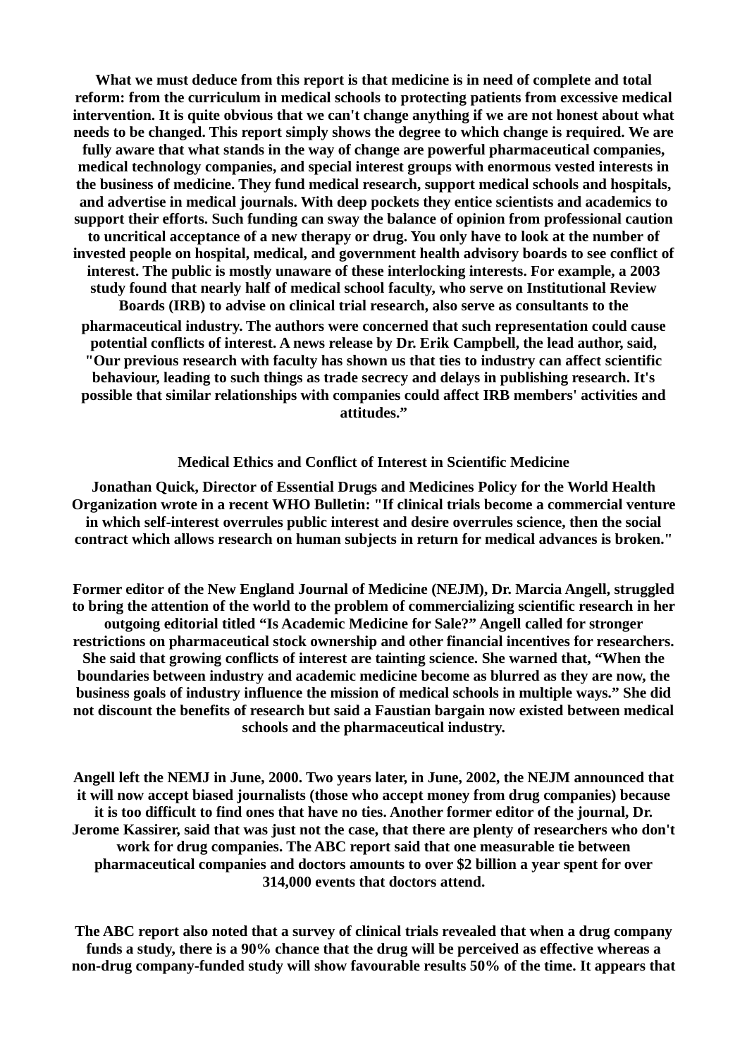**What we must deduce from this report is that medicine is in need of complete and total reform: from the curriculum in medical schools to protecting patients from excessive medical intervention. It is quite obvious that we can't change anything if we are not honest about what needs to be changed. This report simply shows the degree to which change is required. We are fully aware that what stands in the way of change are powerful pharmaceutical companies, medical technology companies, and special interest groups with enormous vested interests in the business of medicine. They fund medical research, support medical schools and hospitals, and advertise in medical journals. With deep pockets they entice scientists and academics to support their efforts. Such funding can sway the balance of opinion from professional caution to uncritical acceptance of a new therapy or drug. You only have to look at the number of invested people on hospital, medical, and government health advisory boards to see conflict of interest. The public is mostly unaware of these interlocking interests. For example, a 2003 study found that nearly half of medical school faculty, who serve on Institutional Review Boards (IRB) to advise on clinical trial research, also serve as consultants to the pharmaceutical industry. The authors were concerned that such representation could cause potential conflicts of interest. A news release by Dr. Erik Campbell, the lead author, said, "Our previous research with faculty has shown us that ties to industry can affect scientific behaviour, leading to such things as trade secrecy and delays in publishing research. It's possible that similar relationships with companies could affect IRB members' activities and attitudes."**

## Medical Ethics and Conflict of Interest in Scientific Medicine

**Jonathan Quick, Director of Essential Drugs and Medicines Policy for the World Health Organization wrote in a recent WHO Bulletin: "If clinical trials become a commercial venture in which self-interest overrules public interest and desire overrules science, then the social contract which allows research on human subjects in return for medical advances is broken."**

**Former editor of the New England Journal of Medicine (NEJM), Dr. Marcia Angell, struggled to bring the attention of the world to the problem of commercializing scientific research in her outgoing editorial titled "Is Academic Medicine for Sale?" Angell called for stronger restrictions on pharmaceutical stock ownership and other financial incentives for researchers. She said that growing conflicts of interest are tainting science. She warned that, "When the boundaries between industry and academic medicine become as blurred as they are now, the business goals of industry influence the mission of medical schools in multiple ways." She did not discount the benefits of research but said a Faustian bargain now existed between medical schools and the pharmaceutical industry.**

**Angell left the NEMJ in June, 2000. Two years later, in June, 2002, the NEJM announced that it will now accept biased journalists (those who accept money from drug companies) because it is too difficult to find ones that have no ties. Another former editor of the journal, Dr. Jerome Kassirer, said that was just not the case, that there are plenty of researchers who don't work for drug companies. The ABC report said that one measurable tie between pharmaceutical companies and doctors amounts to over $2 billion a year spent for over 314,000 events that doctors attend.**

**The ABC report also noted that a survey of clinical trials revealed that when a drug company funds a study, there is a 90% chance that the drug will be perceived as effective whereas a non-drug company-funded study will show favourable results 50% of the time. It appears that**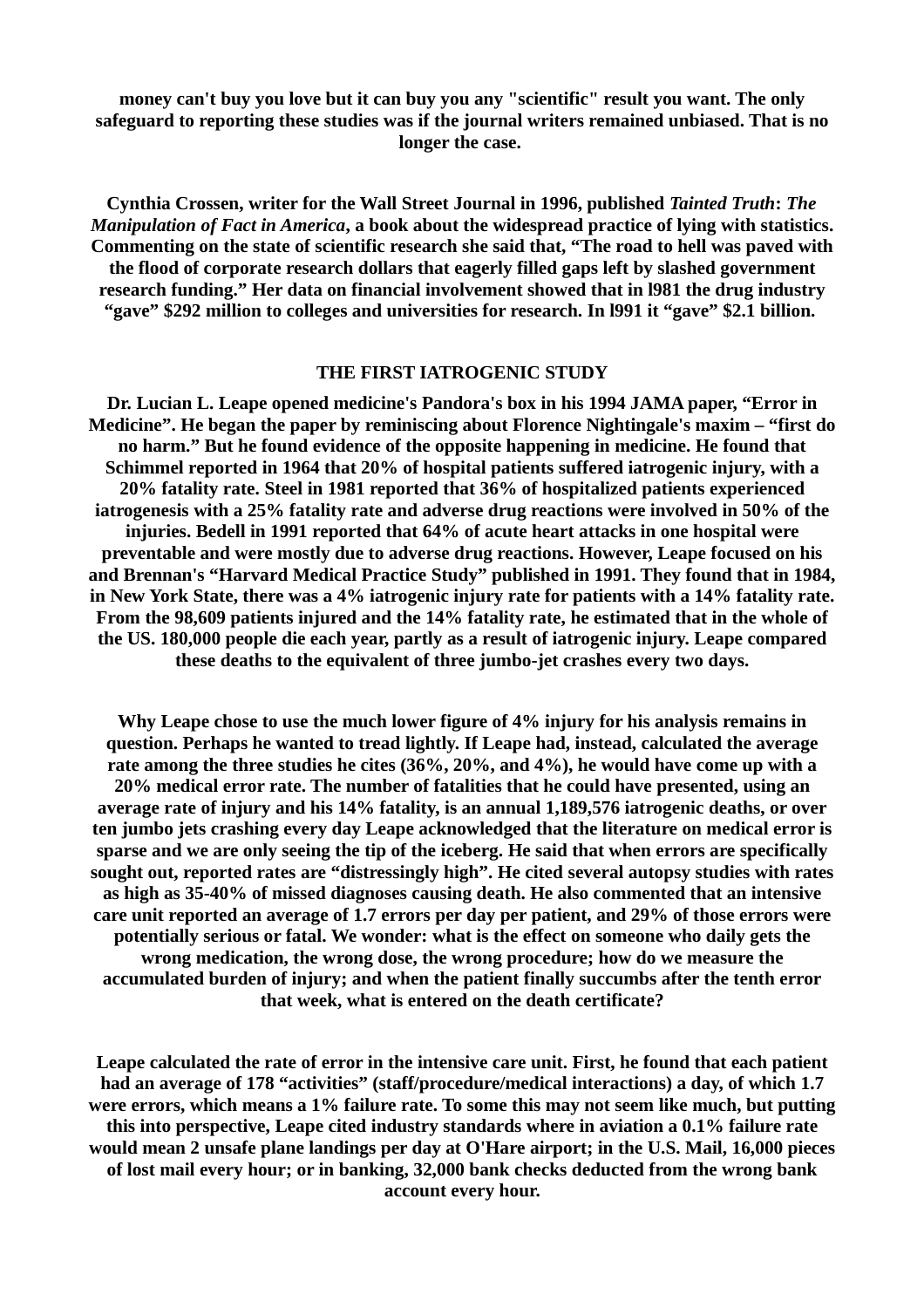**money can't buy you love but it can buy you any "scientific" result you want. The only safeguard to reporting these studies was if the journal writers remained unbiased. That is no longer the case.**

**Cynthia Crossen, writer for the Wall Street Journal in 1996, published *Tainted Truth*: *The Manipulation of Fact in America*, a book about the widespread practice of lying with statistics. Commenting on the state of scientific research she said that, "The road to hell was paved with the flood of corporate research dollars that eagerly filled gaps left by slashed government research funding." Her data on financial involvement showed that in l981 the drug industry "gave" $292 million to colleges and universities for research. In l991 it "gave" $2.1 billion.**

## THE FIRST IATROGENIC STUDY

**Dr. Lucian L. Leape opened medicine's Pandora's box in his 1994 JAMA paper, "Error in Medicine". He began the paper by reminiscing about Florence Nightingale's maxim – "first do no harm." But he found evidence of the opposite happening in medicine. He found that Schimmel reported in 1964 that 20% of hospital patients suffered iatrogenic injury, with a 20% fatality rate. Steel in 1981 reported that 36% of hospitalized patients experienced iatrogenesis with a 25% fatality rate and adverse drug reactions were involved in 50% of the injuries. Bedell in 1991 reported that 64% of acute heart attacks in one hospital were preventable and were mostly due to adverse drug reactions. However, Leape focused on his and Brennan's "Harvard Medical Practice Study" published in 1991. They found that in 1984, in New York State, there was a 4% iatrogenic injury rate for patients with a 14% fatality rate. From the 98,609 patients injured and the 14% fatality rate, he estimated that in the whole of the US. 180,000 people die each year, partly as a result of iatrogenic injury. Leape compared these deaths to the equivalent of three jumbo-jet crashes every two days.**

**Why Leape chose to use the much lower figure of 4% injury for his analysis remains in question. Perhaps he wanted to tread lightly. If Leape had, instead, calculated the average rate among the three studies he cites (36%, 20%, and 4%), he would have come up with a 20% medical error rate. The number of fatalities that he could have presented, using an average rate of injury and his 14% fatality, is an annual 1,189,576 iatrogenic deaths, or over ten jumbo jets crashing every day Leape acknowledged that the literature on medical error is sparse and we are only seeing the tip of the iceberg. He said that when errors are specifically sought out, reported rates are "distressingly high". He cited several autopsy studies with rates as high as 35-40% of missed diagnoses causing death. He also commented that an intensive care unit reported an average of 1.7 errors per day per patient, and 29% of those errors were potentially serious or fatal. We wonder: what is the effect on someone who daily gets the wrong medication, the wrong dose, the wrong procedure; how do we measure the accumulated burden of injury; and when the patient finally succumbs after the tenth error that week, what is entered on the death certificate?**

**Leape calculated the rate of error in the intensive care unit. First, he found that each patient had an average of 178 "activities" (staff/procedure/medical interactions) a day, of which 1.7 were errors, which means a 1% failure rate. To some this may not seem like much, but putting this into perspective, Leape cited industry standards where in aviation a 0.1% failure rate would mean 2 unsafe plane landings per day at O'Hare airport; in the U.S. Mail, 16,000 pieces of lost mail every hour; or in banking, 32,000 bank checks deducted from the wrong bank account every hour.**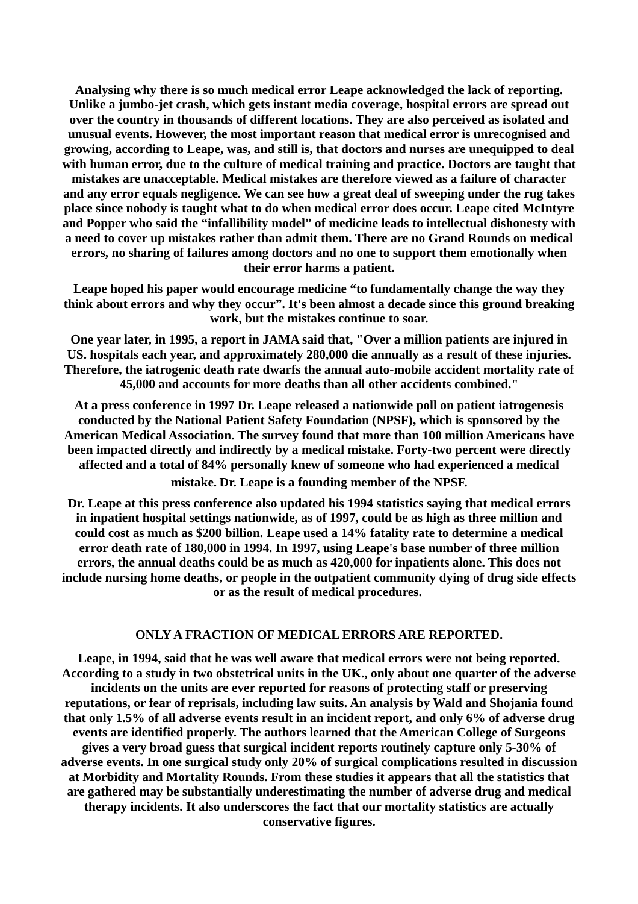Analysing why there is so much medical error Leape acknowledged the lack of reporting. Unlike a jumbo-jet crash, which gets instant media coverage, hospital errors are spread out over the country in thousands of different locations. They are also perceived as isolated and unusual events. However, the most important reason that medical error is unrecognised and growing, according to Leape, was, and still is, that doctors and nurses are unequipped to deal with human error, due to the culture of medical training and practice. Doctors are taught that mistakes are unacceptable. Medical mistakes are therefore viewed as a failure of character and any error equals negligence. We can see how a great deal of sweeping under the rug takes place since nobody is taught what to do when medical error does occur. Leape cited McIntyre and Popper who said the "infallibility model" of medicine leads to intellectual dishonesty with a need to cover up mistakes rather than admit them. There are no Grand Rounds on medical errors, no sharing of failures among doctors and no one to support them emotionally when their error harms a patient.

Leape hoped his paper would encourage medicine "to fundamentally change the way they think about errors and why they occur". It's been almost a decade since this ground breaking work, but the mistakes continue to soar.

One year later, in 1995, a report in JAMA said that, "Over a million patients are injured in US. hospitals each year, and approximately 280,000 die annually as a result of these injuries. Therefore, the iatrogenic death rate dwarfs the annual auto-mobile accident mortality rate of 45,000 and accounts for more deaths than all other accidents combined."

At a press conference in 1997 Dr. Leape released a nationwide poll on patient iatrogenesis conducted by the National Patient Safety Foundation (NPSF), which is sponsored by the American Medical Association. The survey found that more than 100 million Americans have been impacted directly and indirectly by a medical mistake. Forty-two percent were directly affected and a total of 84% personally knew of someone who had experienced a medical mistake. Dr. Leape is a founding member of the NPSF.

Dr. Leape at this press conference also updated his 1994 statistics saying that medical errors in inpatient hospital settings nationwide, as of 1997, could be as high as three million and could cost as much as $200 billion. Leape used a 14% fatality rate to determine a medical error death rate of 180,000 in 1994. In 1997, using Leape's base number of three million errors, the annual deaths could be as much as 420,000 for inpatients alone. This does not include nursing home deaths, or people in the outpatient community dying of drug side effects or as the result of medical procedures.

## ONLY A FRACTION OF MEDICAL ERRORS ARE REPORTED.

Leape, in 1994, said that he was well aware that medical errors were not being reported. According to a study in two obstetrical units in the UK., only about one quarter of the adverse incidents on the units are ever reported for reasons of protecting staff or preserving reputations, or fear of reprisals, including law suits. An analysis by Wald and Shojania found that only 1.5% of all adverse events result in an incident report, and only 6% of adverse drug events are identified properly. The authors learned that the American College of Surgeons gives a very broad guess that surgical incident reports routinely capture only 5-30% of adverse events. In one surgical study only 20% of surgical complications resulted in discussion at Morbidity and Mortality Rounds. From these studies it appears that all the statistics that are gathered may be substantially underestimating the number of adverse drug and medical therapy incidents. It also underscores the fact that our mortality statistics are actually conservative figures.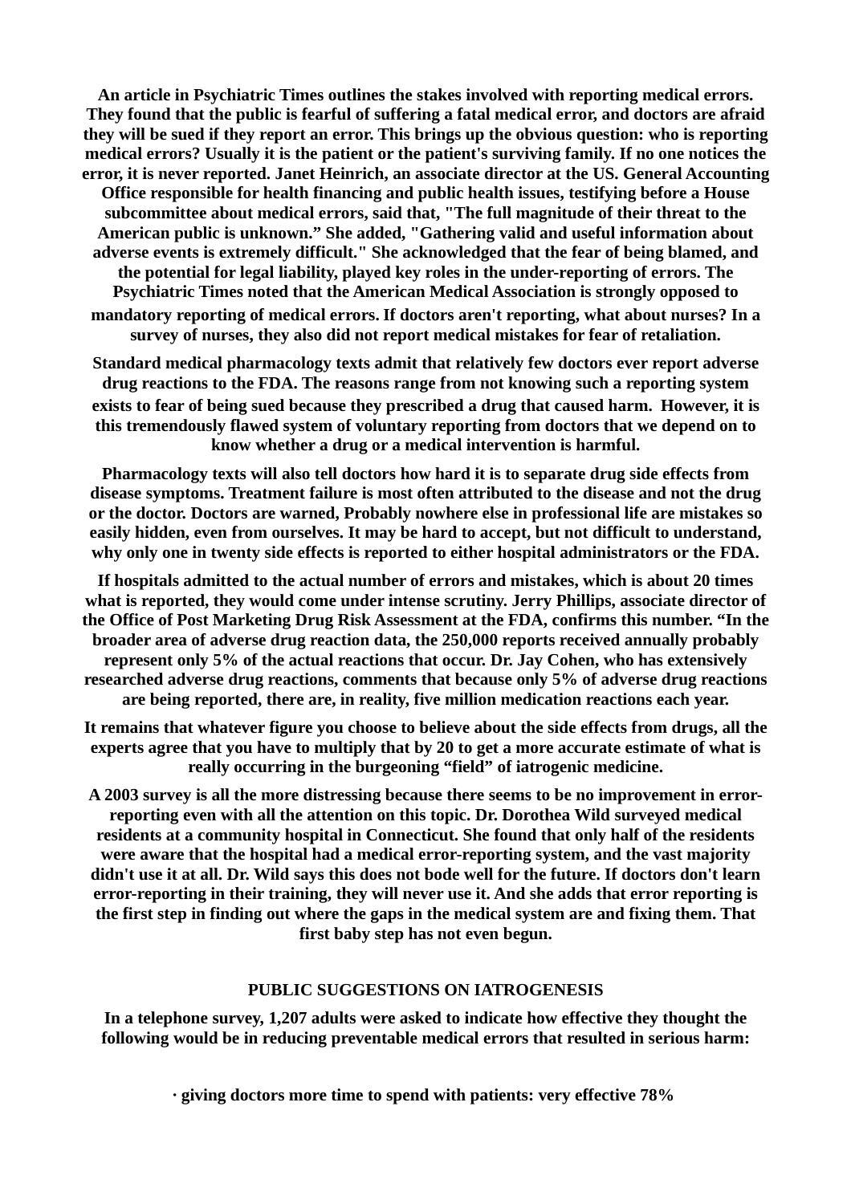**An article in Psychiatric Times outlines the stakes involved with reporting medical errors. They found that the public is fearful of suffering a fatal medical error, and doctors are afraid they will be sued if they report an error. This brings up the obvious question: who is reporting medical errors? Usually it is the patient or the patient's surviving family. If no one notices the error, it is never reported. Janet Heinrich, an associate director at the US. General Accounting Office responsible for health financing and public health issues, testifying before a House subcommittee about medical errors, said that, "The full magnitude of their threat to the American public is unknown." She added, "Gathering valid and useful information about adverse events is extremely difficult." She acknowledged that the fear of being blamed, and the potential for legal liability, played key roles in the under-reporting of errors. The Psychiatric Times noted that the American Medical Association is strongly opposed to mandatory reporting of medical errors. If doctors aren't reporting, what about nurses? In a survey of nurses, they also did not report medical mistakes for fear of retaliation.**

**Standard medical pharmacology texts admit that relatively few doctors ever report adverse drug reactions to the FDA. The reasons range from not knowing such a reporting system exists to fear of being sued because they prescribed a drug that caused harm. However, it is this tremendously flawed system of voluntary reporting from doctors that we depend on to know whether a drug or a medical intervention is harmful.**

**Pharmacology texts will also tell doctors how hard it is to separate drug side effects from disease symptoms. Treatment failure is most often attributed to the disease and not the drug or the doctor. Doctors are warned, Probably nowhere else in professional life are mistakes so easily hidden, even from ourselves. It may be hard to accept, but not difficult to understand, why only one in twenty side effects is reported to either hospital administrators or the FDA.**

**If hospitals admitted to the actual number of errors and mistakes, which is about 20 times what is reported, they would come under intense scrutiny. Jerry Phillips, associate director of the Office of Post Marketing Drug Risk Assessment at the FDA, confirms this number. "In the broader area of adverse drug reaction data, the 250,000 reports received annually probably represent only 5% of the actual reactions that occur. Dr. Jay Cohen, who has extensively researched adverse drug reactions, comments that because only 5% of adverse drug reactions are being reported, there are, in reality, five million medication reactions each year.**

**It remains that whatever figure you choose to believe about the side effects from drugs, all the experts agree that you have to multiply that by 20 to get a more accurate estimate of what is really occurring in the burgeoning "field" of iatrogenic medicine.**

**A 2003 survey is all the more distressing because there seems to be no improvement in error-reporting even with all the attention on this topic. Dr. Dorothea Wild surveyed medical residents at a community hospital in Connecticut. She found that only half of the residents were aware that the hospital had a medical error-reporting system, and the vast majority didn't use it at all. Dr. Wild says this does not bode well for the future. If doctors don't learn error-reporting in their training, they will never use it. And she adds that error reporting is the first step in finding out where the gaps in the medical system are and fixing them. That first baby step has not even begun.**

## PUBLIC SUGGESTIONS ON IATROGENESIS

**In a telephone survey, 1,207 adults were asked to indicate how effective they thought the following would be in reducing preventable medical errors that resulted in serious harm:**

- **giving doctors more time to spend with patients: very effective 78%**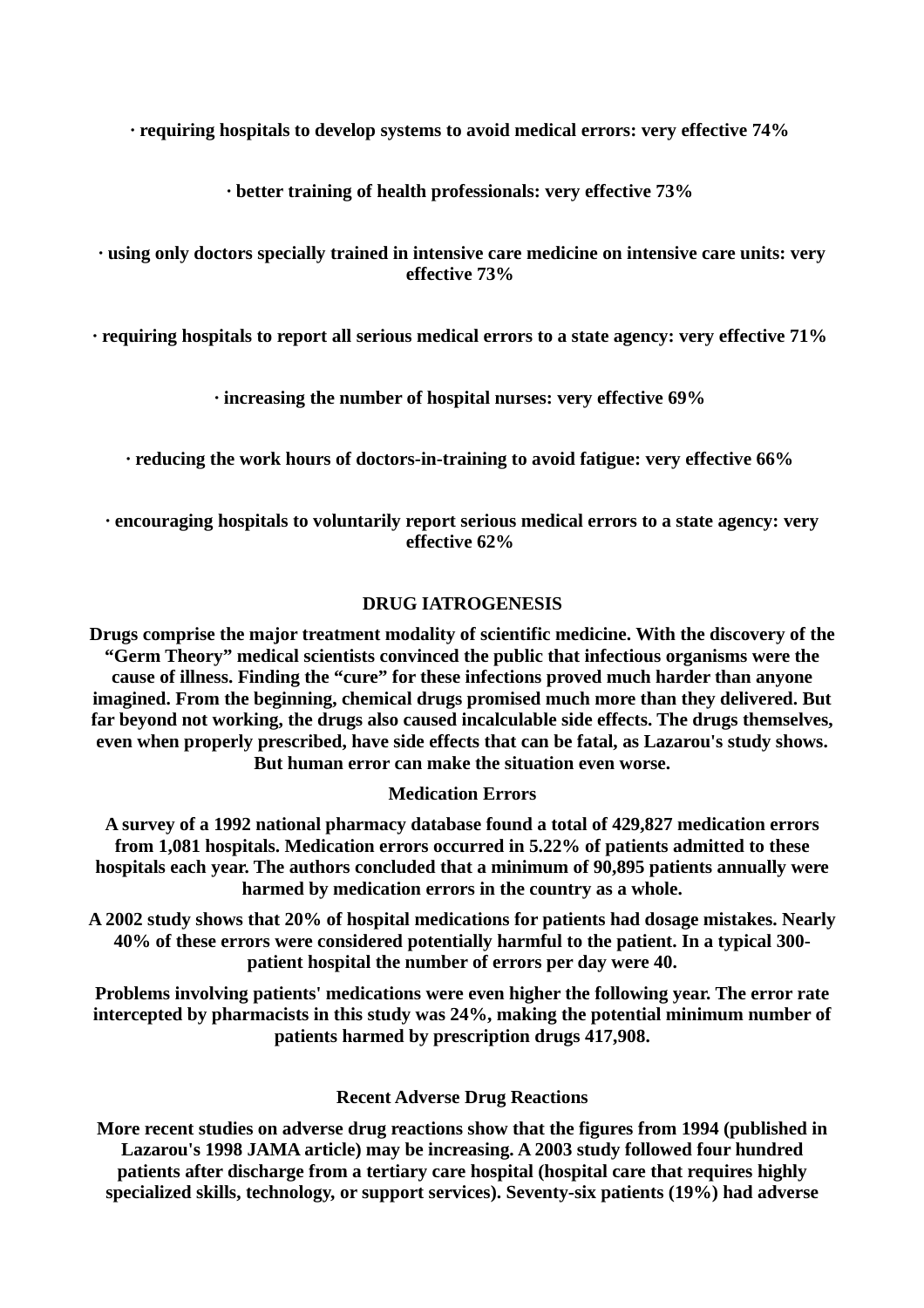**· requiring hospitals to develop systems to avoid medical errors: very effective 74%**

**· better training of health professionals: very effective 73%**

**· using only doctors specially trained in intensive care medicine on intensive care units: very effective 73%**

**· requiring hospitals to report all serious medical errors to a state agency: very effective 71%**

**· increasing the number of hospital nurses: very effective 69%**

**· reducing the work hours of doctors-in-training to avoid fatigue: very effective 66%**

**· encouraging hospitals to voluntarily report serious medical errors to a state agency: very effective 62%**

## DRUG IATROGENESIS

**Drugs comprise the major treatment modality of scientific medicine. With the discovery of the "Germ Theory" medical scientists convinced the public that infectious organisms were the cause of illness. Finding the "cure" for these infections proved much harder than anyone imagined. From the beginning, chemical drugs promised much more than they delivered. But far beyond not working, the drugs also caused incalculable side effects. The drugs themselves, even when properly prescribed, have side effects that can be fatal, as Lazarou's study shows. But human error can make the situation even worse.**

### Medication Errors

**A survey of a 1992 national pharmacy database found a total of 429,827 medication errors from 1,081 hospitals. Medication errors occurred in 5.22% of patients admitted to these hospitals each year. The authors concluded that a minimum of 90,895 patients annually were harmed by medication errors in the country as a whole.**

**A 2002 study shows that 20% of hospital medications for patients had dosage mistakes. Nearly 40% of these errors were considered potentially harmful to the patient. In a typical 300-patient hospital the number of errors per day were 40.**

**Problems involving patients' medications were even higher the following year. The error rate intercepted by pharmacists in this study was 24%, making the potential minimum number of patients harmed by prescription drugs 417,908.**

### Recent Adverse Drug Reactions

**More recent studies on adverse drug reactions show that the figures from 1994 (published in Lazarou's 1998 JAMA article) may be increasing. A 2003 study followed four hundred patients after discharge from a tertiary care hospital (hospital care that requires highly specialized skills, technology, or support services). Seventy-six patients (19%) had adverse**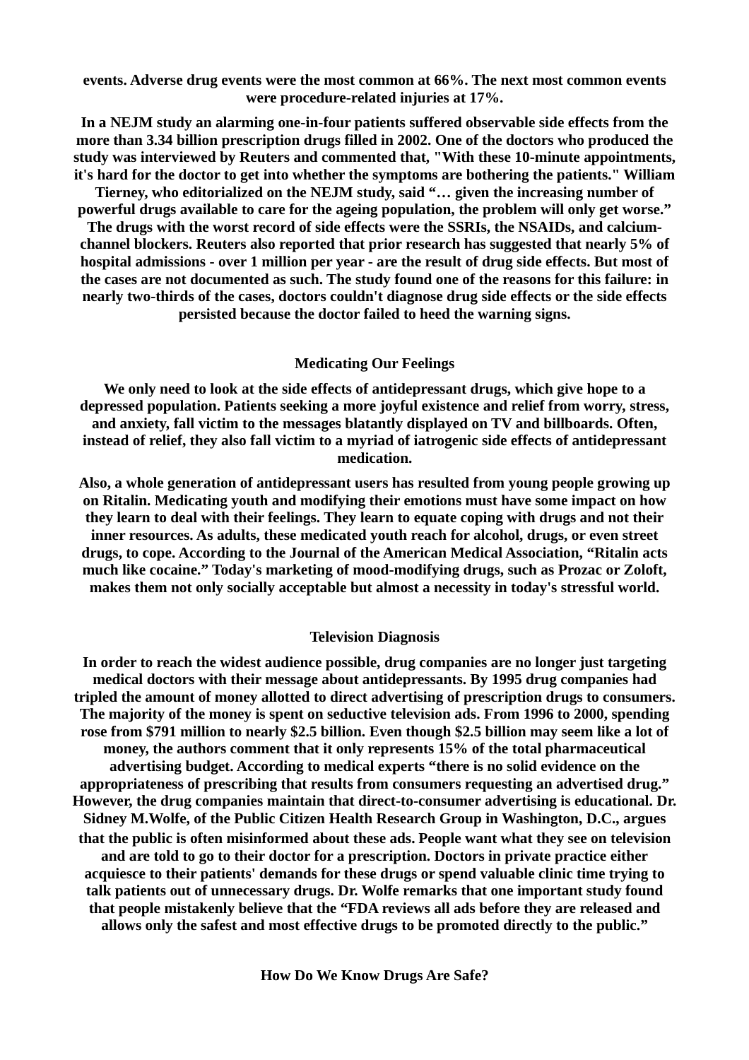**events. Adverse drug events were the most common at 66%. The next most common events were procedure-related injuries at 17%.**

**In a NEJM study an alarming one-in-four patients suffered observable side effects from the more than 3.34 billion prescription drugs filled in 2002. One of the doctors who produced the study was interviewed by Reuters and commented that, "With these 10-minute appointments, it's hard for the doctor to get into whether the symptoms are bothering the patients." William Tierney, who editorialized on the NEJM study, said "… given the increasing number of powerful drugs available to care for the ageing population, the problem will only get worse." The drugs with the worst record of side effects were the SSRIs, the NSAIDs, and calcium-channel blockers. Reuters also reported that prior research has suggested that nearly 5% of hospital admissions - over 1 million per year - are the result of drug side effects. But most of the cases are not documented as such. The study found one of the reasons for this failure: in nearly two-thirds of the cases, doctors couldn't diagnose drug side effects or the side effects persisted because the doctor failed to heed the warning signs.**

## Medicating Our Feelings

**We only need to look at the side effects of antidepressant drugs, which give hope to a depressed population. Patients seeking a more joyful existence and relief from worry, stress, and anxiety, fall victim to the messages blatantly displayed on TV and billboards. Often, instead of relief, they also fall victim to a myriad of iatrogenic side effects of antidepressant medication.**

**Also, a whole generation of antidepressant users has resulted from young people growing up on Ritalin. Medicating youth and modifying their emotions must have some impact on how they learn to deal with their feelings. They learn to equate coping with drugs and not their inner resources. As adults, these medicated youth reach for alcohol, drugs, or even street drugs, to cope. According to the Journal of the American Medical Association, "Ritalin acts much like cocaine." Today's marketing of mood-modifying drugs, such as Prozac or Zoloft, makes them not only socially acceptable but almost a necessity in today's stressful world.**

## Television Diagnosis

**In order to reach the widest audience possible, drug companies are no longer just targeting medical doctors with their message about antidepressants. By 1995 drug companies had tripled the amount of money allotted to direct advertising of prescription drugs to consumers. The majority of the money is spent on seductive television ads. From 1996 to 2000, spending rose from $791 million to nearly $2.5 billion. Even though $2.5 billion may seem like a lot of money, the authors comment that it only represents 15% of the total pharmaceutical advertising budget. According to medical experts "there is no solid evidence on the appropriateness of prescribing that results from consumers requesting an advertised drug." However, the drug companies maintain that direct-to-consumer advertising is educational. Dr. Sidney M.Wolfe, of the Public Citizen Health Research Group in Washington, D.C., argues that the public is often misinformed about these ads. People want what they see on television and are told to go to their doctor for a prescription. Doctors in private practice either acquiesce to their patients' demands for these drugs or spend valuable clinic time trying to talk patients out of unnecessary drugs. Dr. Wolfe remarks that one important study found that people mistakenly believe that the "FDA reviews all ads before they are released and allows only the safest and most effective drugs to be promoted directly to the public."**

## How Do We Know Drugs Are Safe?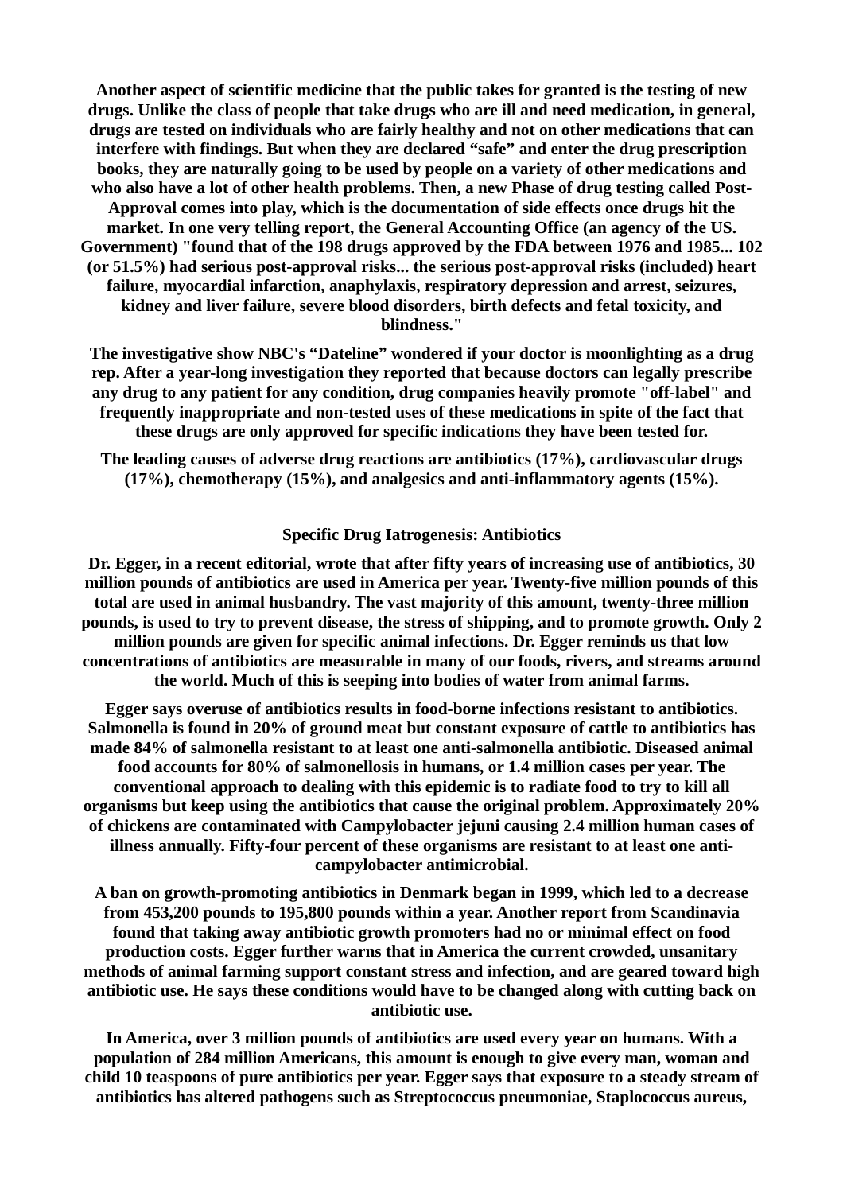Another aspect of scientific medicine that the public takes for granted is the testing of new drugs. Unlike the class of people that take drugs who are ill and need medication, in general, drugs are tested on individuals who are fairly healthy and not on other medications that can interfere with findings. But when they are declared "safe" and enter the drug prescription books, they are naturally going to be used by people on a variety of other medications and who also have a lot of other health problems. Then, a new Phase of drug testing called Post-Approval comes into play, which is the documentation of side effects once drugs hit the market. In one very telling report, the General Accounting Office (an agency of the US. Government) "found that of the 198 drugs approved by the FDA between 1976 and 1985... 102 (or 51.5%) had serious post-approval risks... the serious post-approval risks (included) heart failure, myocardial infarction, anaphylaxis, respiratory depression and arrest, seizures, kidney and liver failure, severe blood disorders, birth defects and fetal toxicity, and blindness."

The investigative show NBC's "Dateline" wondered if your doctor is moonlighting as a drug rep. After a year-long investigation they reported that because doctors can legally prescribe any drug to any patient for any condition, drug companies heavily promote "off-label" and frequently inappropriate and non-tested uses of these medications in spite of the fact that these drugs are only approved for specific indications they have been tested for.

The leading causes of adverse drug reactions are antibiotics (17%), cardiovascular drugs (17%), chemotherapy (15%), and analgesics and anti-inflammatory agents (15%).

### Specific Drug Iatrogenesis: Antibiotics

Dr. Egger, in a recent editorial, wrote that after fifty years of increasing use of antibiotics, 30 million pounds of antibiotics are used in America per year. Twenty-five million pounds of this total are used in animal husbandry. The vast majority of this amount, twenty-three million pounds, is used to try to prevent disease, the stress of shipping, and to promote growth. Only 2 million pounds are given for specific animal infections. Dr. Egger reminds us that low concentrations of antibiotics are measurable in many of our foods, rivers, and streams around the world. Much of this is seeping into bodies of water from animal farms.

Egger says overuse of antibiotics results in food-borne infections resistant to antibiotics. Salmonella is found in 20% of ground meat but constant exposure of cattle to antibiotics has made 84% of salmonella resistant to at least one anti-salmonella antibiotic. Diseased animal food accounts for 80% of salmonellosis in humans, or 1.4 million cases per year. The conventional approach to dealing with this epidemic is to radiate food to try to kill all organisms but keep using the antibiotics that cause the original problem. Approximately 20% of chickens are contaminated with Campylobacter jejuni causing 2.4 million human cases of illness annually. Fifty-four percent of these organisms are resistant to at least one anti-campylobacter antimicrobial.

A ban on growth-promoting antibiotics in Denmark began in 1999, which led to a decrease from 453,200 pounds to 195,800 pounds within a year. Another report from Scandinavia found that taking away antibiotic growth promoters had no or minimal effect on food production costs. Egger further warns that in America the current crowded, unsanitary methods of animal farming support constant stress and infection, and are geared toward high antibiotic use. He says these conditions would have to be changed along with cutting back on antibiotic use.

In America, over 3 million pounds of antibiotics are used every year on humans. With a population of 284 million Americans, this amount is enough to give every man, woman and child 10 teaspoons of pure antibiotics per year. Egger says that exposure to a steady stream of antibiotics has altered pathogens such as Streptococcus pneumoniae, Staplococcus aureus,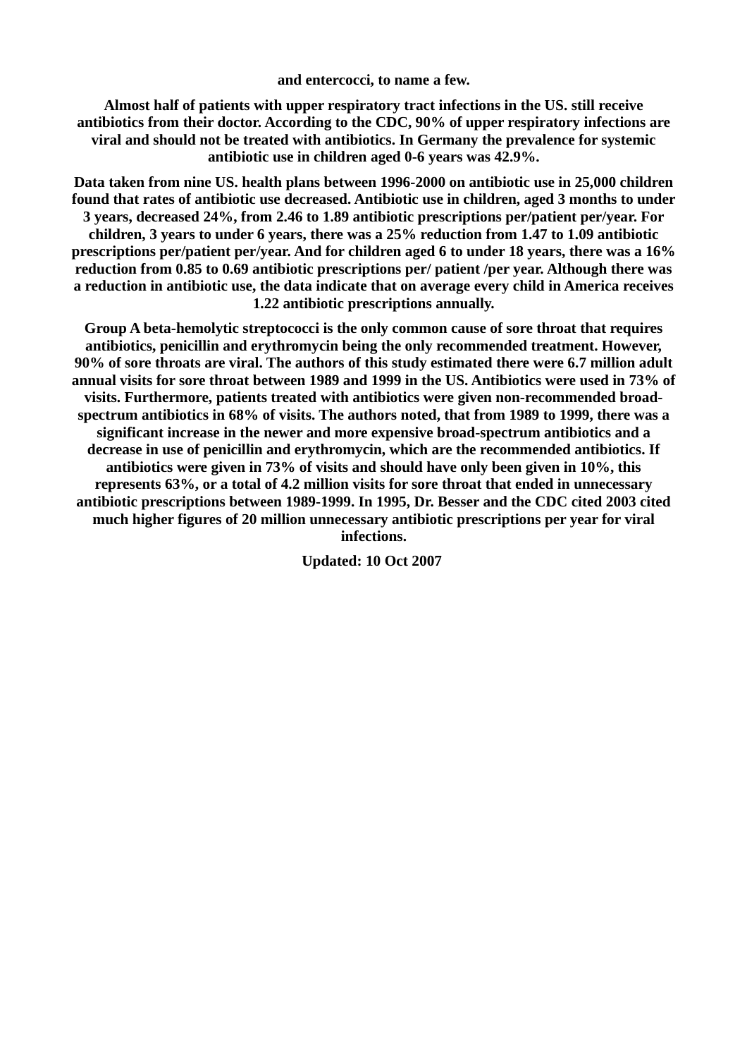**and entercocci, to name a few.**

**Almost half of patients with upper respiratory tract infections in the US. still receive antibiotics from their doctor. According to the CDC, 90% of upper respiratory infections are viral and should not be treated with antibiotics. In Germany the prevalence for systemic antibiotic use in children aged 0-6 years was 42.9%.**

**Data taken from nine US. health plans between 1996-2000 on antibiotic use in 25,000 children found that rates of antibiotic use decreased. Antibiotic use in children, aged 3 months to under 3 years, decreased 24%, from 2.46 to 1.89 antibiotic prescriptions per/patient per/year. For children, 3 years to under 6 years, there was a 25% reduction from 1.47 to 1.09 antibiotic prescriptions per/patient per/year. And for children aged 6 to under 18 years, there was a 16% reduction from 0.85 to 0.69 antibiotic prescriptions per/ patient /per year. Although there was a reduction in antibiotic use, the data indicate that on average every child in America receives 1.22 antibiotic prescriptions annually.**

**Group A beta-hemolytic streptococci is the only common cause of sore throat that requires antibiotics, penicillin and erythromycin being the only recommended treatment. However, 90% of sore throats are viral. The authors of this study estimated there were 6.7 million adult annual visits for sore throat between 1989 and 1999 in the US. Antibiotics were used in 73% of visits. Furthermore, patients treated with antibiotics were given non-recommended broad-spectrum antibiotics in 68% of visits. The authors noted, that from 1989 to 1999, there was a significant increase in the newer and more expensive broad-spectrum antibiotics and a decrease in use of penicillin and erythromycin, which are the recommended antibiotics. If antibiotics were given in 73% of visits and should have only been given in 10%, this represents 63%, or a total of 4.2 million visits for sore throat that ended in unnecessary antibiotic prescriptions between 1989-1999. In 1995, Dr. Besser and the CDC cited 2003 cited much higher figures of 20 million unnecessary antibiotic prescriptions per year for viral infections.**

**Updated: 10 Oct 2007**